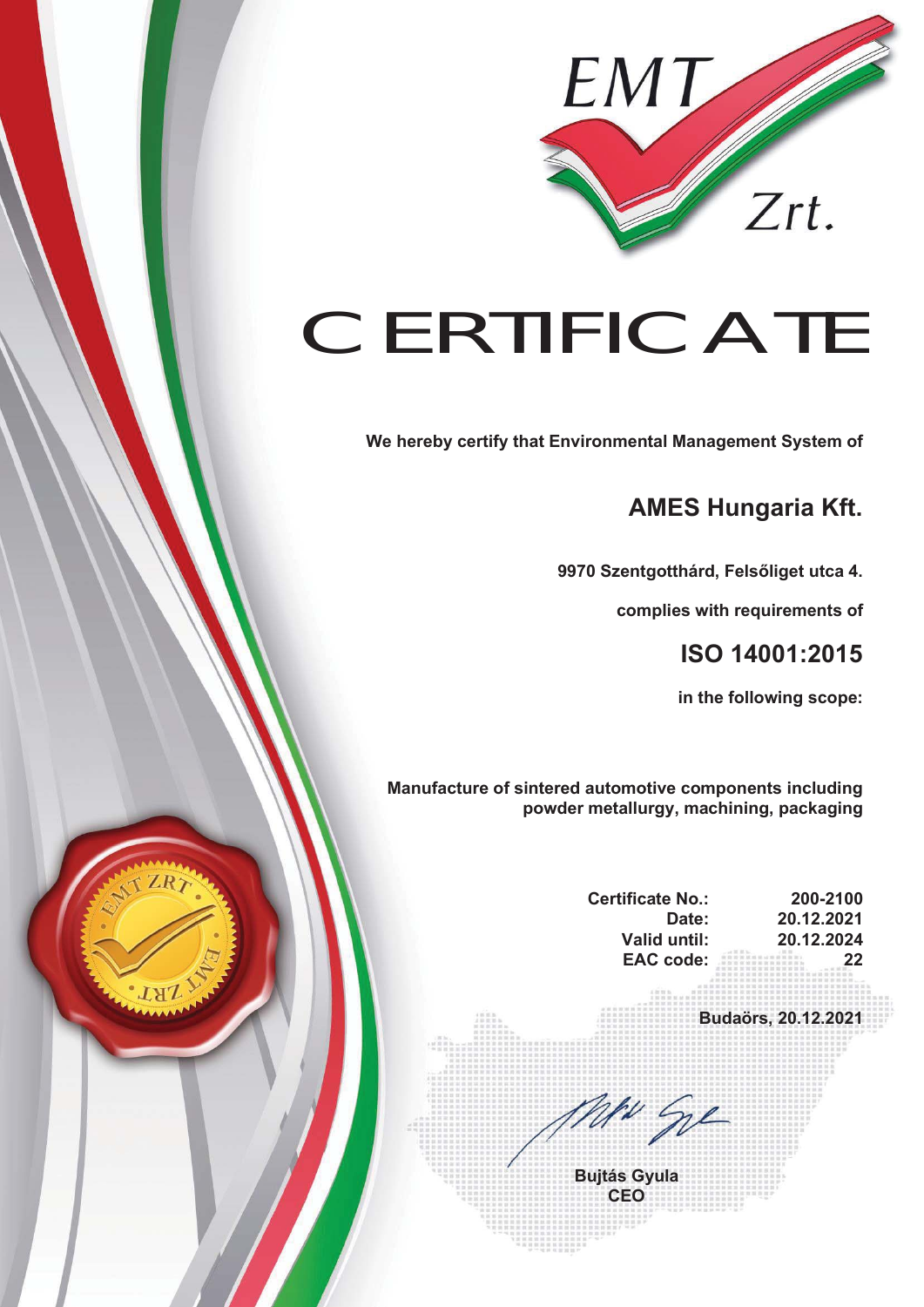EMT Zrt.

# CERTIFICATE

**We hereby certify that Environmental Management System of**

## AMES Hungaria Kft.

**9970 Szentgotthárd, Felsőliget utca 4.**

**complies with requirements of**

## ISO 14001:2015

**in the following scope:**

**Manufacture of sintered automotive components including powder metallurgy, machining, packaging**

| | |
|---|---|
| **Certificate No.:** | **200-2100** |
| **Date:** | **20.12.2021** |
| **Valid until:** | **20.12.2024** |
| **EAC code:** | **22** |

**Budaörs, 20.12.2021**

**Bujtás Gyula**
**CEO**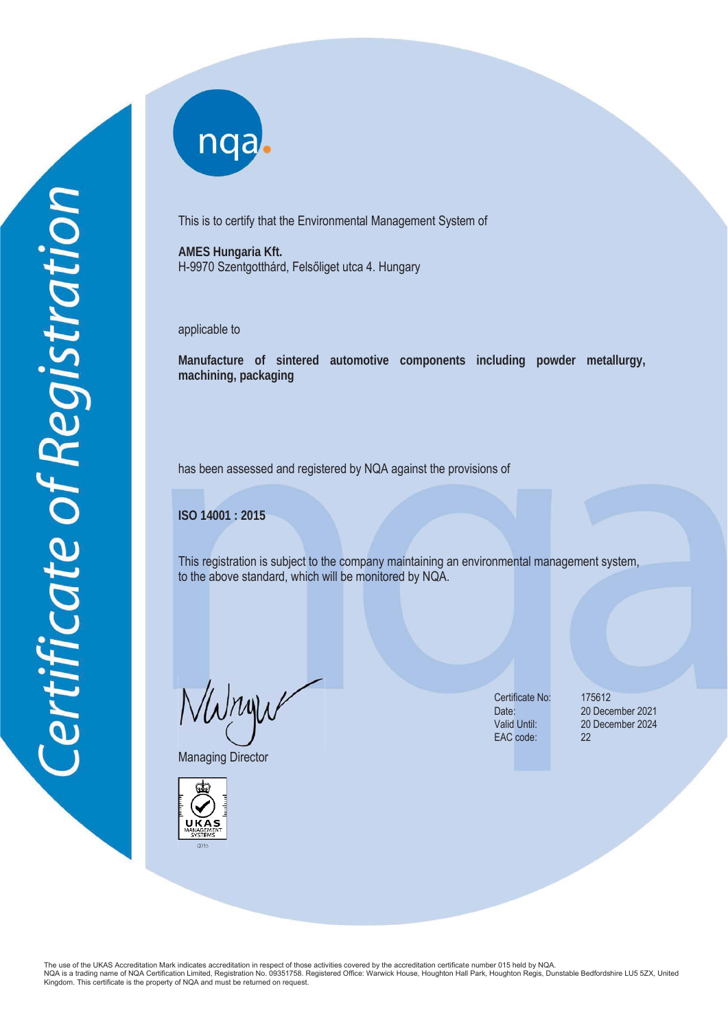# Certificate of Registration

nqa.

This is to certify that the Environmental Management System of

**AMES Hungaria Kft.**
H-9970 Szentgotthárd, Felsőliget utca 4. Hungary

applicable to

**Manufacture of sintered automotive components including powder metallurgy, machining, packaging**

has been assessed and registered by NQA against the provisions of

**ISO 14001 : 2015**

This registration is subject to the company maintaining an environmental management system, to the above standard, which will be monitored by NQA.

Managing Director

| | |
|---|---|
| Certificate No: | 175612 |
| Date: | 20 December 2021 |
| Valid Until: | 20 December 2024 |
| EAC code: | 22 |

UKAS MANAGEMENT SYSTEMS
015

The use of the UKAS Accreditation Mark indicates accreditation in respect of those activities covered by the accreditation certificate number 015 held by NQA.
NQA is a trading name of NQA Certification Limited, Registration No. 09351758. Registered Office: Warwick House, Houghton Hall Park, Houghton Regis, Dunstable Bedfordshire LU5 5ZX, United Kingdom. This certificate is the property of NQA and must be returned on request.